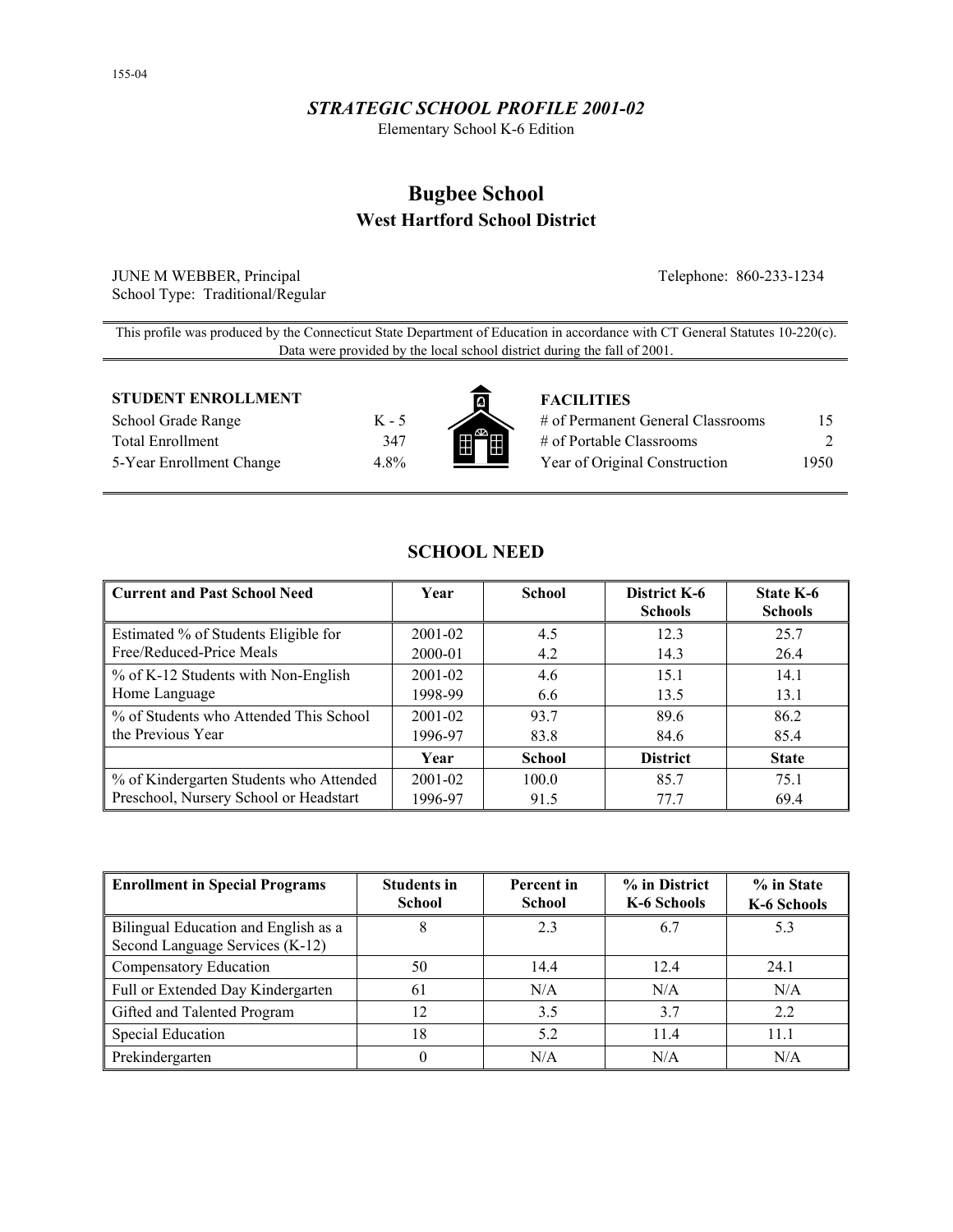155-04

### *STRATEGIC SCHOOL PROFILE 2001-02*

Elementary School K-6 Edition

# Bugbee School

## West Hartford School District

JUNE M WEBBER, Principal
School Type: Traditional/Regular

Telephone: 860-233-1234

This profile was produced by the Connecticut State Department of Education in accordance with CT General Statutes 10-220(c). Data were provided by the local school district during the fall of 2001.

**STUDENT ENROLLMENT**

| | |
|---|---|
| School Grade Range | K - 5 |
| Total Enrollment | 347 |
| 5-Year Enrollment Change | 4.8% |

**FACILITIES**

| | |
|---|---|
| # of Permanent General Classrooms | 15 |
| # of Portable Classrooms | 2 |
| Year of Original Construction | 1950 |

## SCHOOL NEED

| Current and Past School Need | Year | School | District K-6 Schools | State K-6 Schools |
|---|---|---|---|---|
| Estimated % of Students Eligible for Free/Reduced-Price Meals | 2001-02 | 4.5 | 12.3 | 25.7 |
| | 2000-01 | 4.2 | 14.3 | 26.4 |
| % of K-12 Students with Non-English Home Language | 2001-02 | 4.6 | 15.1 | 14.1 |
| | 1998-99 | 6.6 | 13.5 | 13.1 |
| % of Students who Attended This School the Previous Year | 2001-02 | 93.7 | 89.6 | 86.2 |
| | 1996-97 | 83.8 | 84.6 | 85.4 |
| | **Year** | **School** | **District** | **State** |
| % of Kindergarten Students who Attended Preschool, Nursery School or Headstart | 2001-02 | 100.0 | 85.7 | 75.1 |
| | 1996-97 | 91.5 | 77.7 | 69.4 |

| Enrollment in Special Programs | Students in School | Percent in School | % in District K-6 Schools | % in State K-6 Schools |
|---|---|---|---|---|
| Bilingual Education and English as a Second Language Services (K-12) | 8 | 2.3 | 6.7 | 5.3 |
| Compensatory Education | 50 | 14.4 | 12.4 | 24.1 |
| Full or Extended Day Kindergarten | 61 | N/A | N/A | N/A |
| Gifted and Talented Program | 12 | 3.5 | 3.7 | 2.2 |
| Special Education | 18 | 5.2 | 11.4 | 11.1 |
| Prekindergarten | 0 | N/A | N/A | N/A |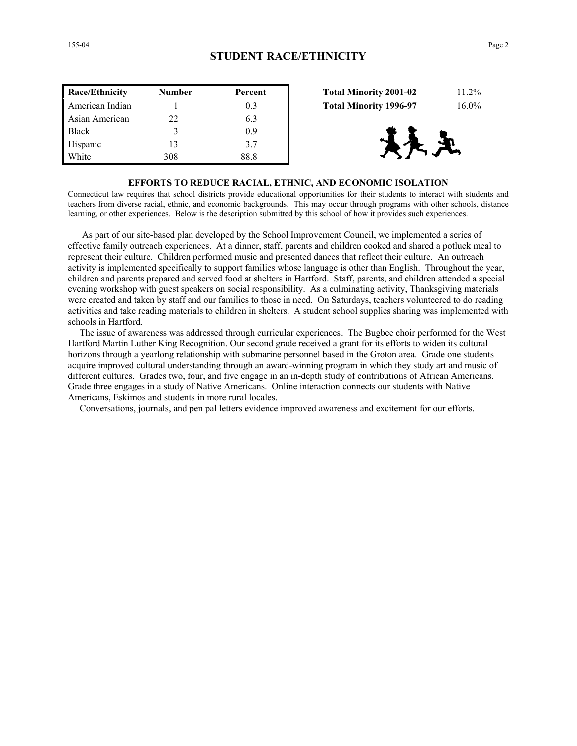## STUDENT RACE/ETHNICITY

| Race/Ethnicity | Number | Percent |
|---|---|---|
| American Indian | 1 | 0.3 |
| Asian American | 22 | 6.3 |
| Black | 3 | 0.9 |
| Hispanic | 13 | 3.7 |
| White | 308 | 88.8 |

| | |
|---|---|
| **Total Minority 2001-02** | 11.2% |
| **Total Minority 1996-97** | 16.0% |

### EFFORTS TO REDUCE RACIAL, ETHNIC, AND ECONOMIC ISOLATION

Connecticut law requires that school districts provide educational opportunities for their students to interact with students and teachers from diverse racial, ethnic, and economic backgrounds. This may occur through programs with other schools, distance learning, or other experiences. Below is the description submitted by this school of how it provides such experiences.

As part of our site-based plan developed by the School Improvement Council, we implemented a series of effective family outreach experiences. At a dinner, staff, parents and children cooked and shared a potluck meal to represent their culture. Children performed music and presented dances that reflect their culture. An outreach activity is implemented specifically to support families whose language is other than English. Throughout the year, children and parents prepared and served food at shelters in Hartford. Staff, parents, and children attended a special evening workshop with guest speakers on social responsibility. As a culminating activity, Thanksgiving materials were created and taken by staff and our families to those in need. On Saturdays, teachers volunteered to do reading activities and take reading materials to children in shelters. A student school supplies sharing was implemented with schools in Hartford.

The issue of awareness was addressed through curricular experiences. The Bugbee choir performed for the West Hartford Martin Luther King Recognition. Our second grade received a grant for its efforts to widen its cultural horizons through a yearlong relationship with submarine personnel based in the Groton area. Grade one students acquire improved cultural understanding through an award-winning program in which they study art and music of different cultures. Grades two, four, and five engage in an in-depth study of contributions of African Americans. Grade three engages in a study of Native Americans. Online interaction connects our students with Native Americans, Eskimos and students in more rural locales.

Conversations, journals, and pen pal letters evidence improved awareness and excitement for our efforts.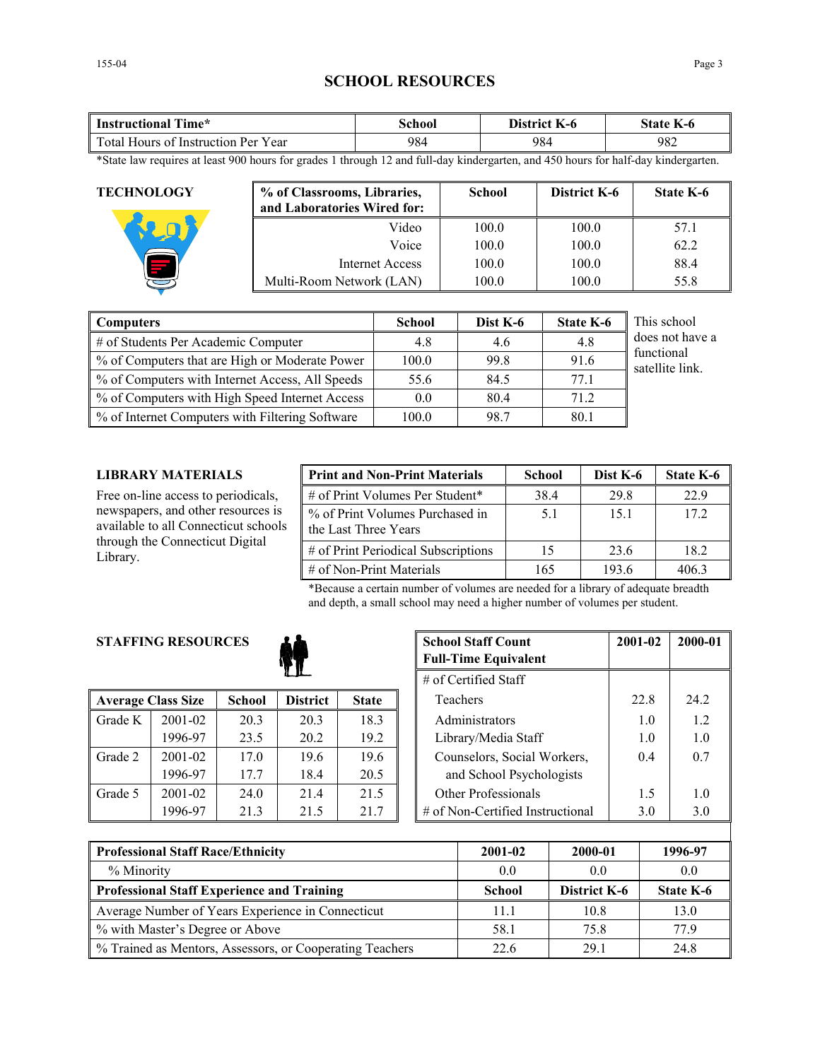# SCHOOL RESOURCES

| Instructional Time* | School | District K-6 | State K-6 |
|---|---|---|---|
| Total Hours of Instruction Per Year | 984 | 984 | 982 |

*State law requires at least 900 hours for grades 1 through 12 and full-day kindergarten, and 450 hours for half-day kindergarten.

### TECHNOLOGY

| % of Classrooms, Libraries, and Laboratories Wired for: | School | District K-6 | State K-6 |
|---|---|---|---|
| Video | 100.0 | 100.0 | 57.1 |
| Voice | 100.0 | 100.0 | 62.2 |
| Internet Access | 100.0 | 100.0 | 88.4 |
| Multi-Room Network (LAN) | 100.0 | 100.0 | 55.8 |

| Computers | School | Dist K-6 | State K-6 |
|---|---|---|---|
| # of Students Per Academic Computer | 4.8 | 4.6 | 4.8 |
| % of Computers that are High or Moderate Power | 100.0 | 99.8 | 91.6 |
| % of Computers with Internet Access, All Speeds | 55.6 | 84.5 | 77.1 |
| % of Computers with High Speed Internet Access | 0.0 | 80.4 | 71.2 |
| % of Internet Computers with Filtering Software | 100.0 | 98.7 | 80.1 |

This school does not have a functional satellite link.

### LIBRARY MATERIALS

Free on-line access to periodicals, newspapers, and other resources is available to all Connecticut schools through the Connecticut Digital Library.

| Print and Non-Print Materials | School | Dist K-6 | State K-6 |
|---|---|---|---|
| # of Print Volumes Per Student* | 38.4 | 29.8 | 22.9 |
| % of Print Volumes Purchased in the Last Three Years | 5.1 | 15.1 | 17.2 |
| # of Print Periodical Subscriptions | 15 | 23.6 | 18.2 |
| # of Non-Print Materials | 165 | 193.6 | 406.3 |

*Because a certain number of volumes are needed for a library of adequate breadth and depth, a small school may need a higher number of volumes per student.

### STAFFING RESOURCES

| Average Class Size | | School | District | State |
|---|---|---|---|---|
| Grade K | 2001-02 | 20.3 | 20.3 | 18.3 |
| | 1996-97 | 23.5 | 20.2 | 19.2 |
| Grade 2 | 2001-02 | 17.0 | 19.6 | 19.6 |
| | 1996-97 | 17.7 | 18.4 | 20.5 |
| Grade 5 | 2001-02 | 24.0 | 21.4 | 21.5 |
| | 1996-97 | 21.3 | 21.5 | 21.7 |

| School Staff Count Full-Time Equivalent | 2001-02 | 2000-01 |
|---|---|---|
| # of Certified Staff | | |
| Teachers | 22.8 | 24.2 |
| Administrators | 1.0 | 1.2 |
| Library/Media Staff | 1.0 | 1.0 |
| Counselors, Social Workers, and School Psychologists | 0.4 | 0.7 |
| Other Professionals | 1.5 | 1.0 |
| # of Non-Certified Instructional | 3.0 | 3.0 |

| Professional Staff Race/Ethnicity | 2001-02 | 2000-01 | 1996-97 |
|---|---|---|---|
| % Minority | 0.0 | 0.0 | 0.0 |
| **Professional Staff Experience and Training** | **School** | **District K-6** | **State K-6** |
| Average Number of Years Experience in Connecticut | 11.1 | 10.8 | 13.0 |
| % with Master's Degree or Above | 58.1 | 75.8 | 77.9 |
| % Trained as Mentors, Assessors, or Cooperating Teachers | 22.6 | 29.1 | 24.8 |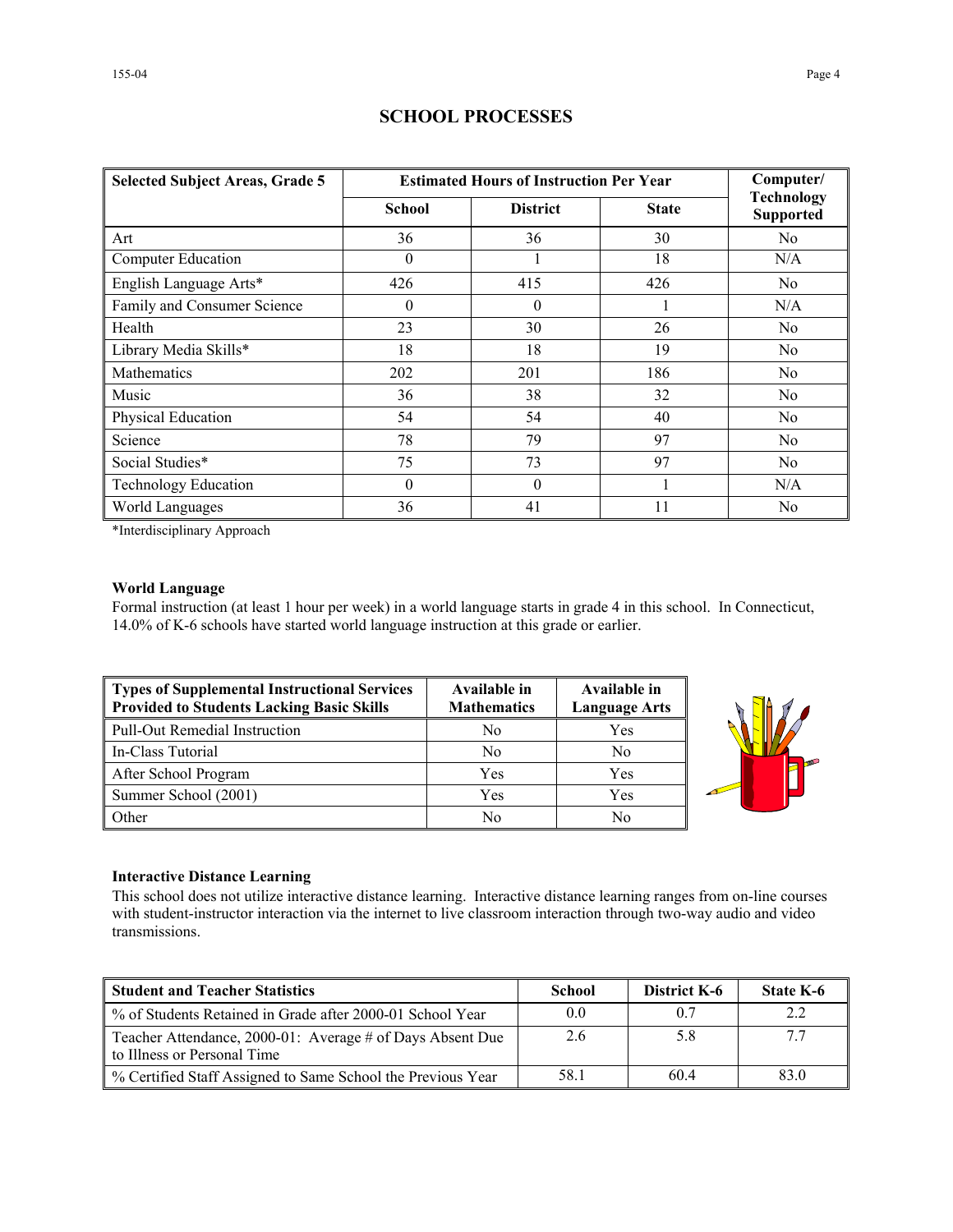# SCHOOL PROCESSES

| Selected Subject Areas, Grade 5 | Estimated Hours of Instruction Per Year | | | Computer/ Technology Supported |
|---|---|---|---|---|
| | School | District | State | |
| Art | 36 | 36 | 30 | No |
| Computer Education | 0 | 1 | 18 | N/A |
| English Language Arts* | 426 | 415 | 426 | No |
| Family and Consumer Science | 0 | 0 | 1 | N/A |
| Health | 23 | 30 | 26 | No |
| Library Media Skills* | 18 | 18 | 19 | No |
| Mathematics | 202 | 201 | 186 | No |
| Music | 36 | 38 | 32 | No |
| Physical Education | 54 | 54 | 40 | No |
| Science | 78 | 79 | 97 | No |
| Social Studies* | 75 | 73 | 97 | No |
| Technology Education | 0 | 0 | 1 | N/A |
| World Languages | 36 | 41 | 11 | No |

*Interdisciplinary Approach

**World Language**

Formal instruction (at least 1 hour per week) in a world language starts in grade 4 in this school. In Connecticut, 14.0% of K-6 schools have started world language instruction at this grade or earlier.

| Types of Supplemental Instructional Services Provided to Students Lacking Basic Skills | Available in Mathematics | Available in Language Arts |
|---|---|---|
| Pull-Out Remedial Instruction | No | Yes |
| In-Class Tutorial | No | No |
| After School Program | Yes | Yes |
| Summer School (2001) | Yes | Yes |
| Other | No | No |

**Interactive Distance Learning**

This school does not utilize interactive distance learning. Interactive distance learning ranges from on-line courses with student-instructor interaction via the internet to live classroom interaction through two-way audio and video transmissions.

| Student and Teacher Statistics | School | District K-6 | State K-6 |
|---|---|---|---|
| % of Students Retained in Grade after 2000-01 School Year | 0.0 | 0.7 | 2.2 |
| Teacher Attendance, 2000-01: Average # of Days Absent Due to Illness or Personal Time | 2.6 | 5.8 | 7.7 |
| % Certified Staff Assigned to Same School the Previous Year | 58.1 | 60.4 | 83.0 |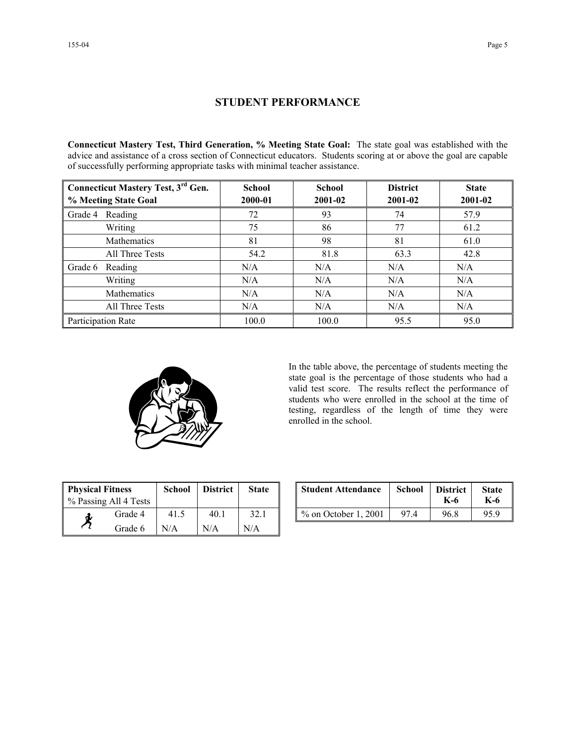## STUDENT PERFORMANCE

**Connecticut Mastery Test, Third Generation, % Meeting State Goal:** The state goal was established with the advice and assistance of a cross section of Connecticut educators. Students scoring at or above the goal are capable of successfully performing appropriate tasks with minimal teacher assistance.

| Connecticut Mastery Test, 3rd Gen. % Meeting State Goal | | School 2000-01 | School 2001-02 | District 2001-02 | State 2001-02 |
|---|---|---|---|---|---|
| Grade 4 | Reading | 72 | 93 | 74 | 57.9 |
| | Writing | 75 | 86 | 77 | 61.2 |
| | Mathematics | 81 | 98 | 81 | 61.0 |
| | All Three Tests | 54.2 | 81.8 | 63.3 | 42.8 |
| Grade 6 | Reading | N/A | N/A | N/A | N/A |
| | Writing | N/A | N/A | N/A | N/A |
| | Mathematics | N/A | N/A | N/A | N/A |
| | All Three Tests | N/A | N/A | N/A | N/A |
| Participation Rate | | 100.0 | 100.0 | 95.5 | 95.0 |

In the table above, the percentage of students meeting the state goal is the percentage of those students who had a valid test score. The results reflect the performance of students who were enrolled in the school at the time of testing, regardless of the length of time they were enrolled in the school.

| Physical Fitness % Passing All 4 Tests | School | District | State |
|---|---|---|---|
| Grade 4 | 41.5 | 40.1 | 32.1 |
| Grade 6 | N/A | N/A | N/A |

| Student Attendance | School | District K-6 | State K-6 |
|---|---|---|---|
| % on October 1, 2001 | 97.4 | 96.8 | 95.9 |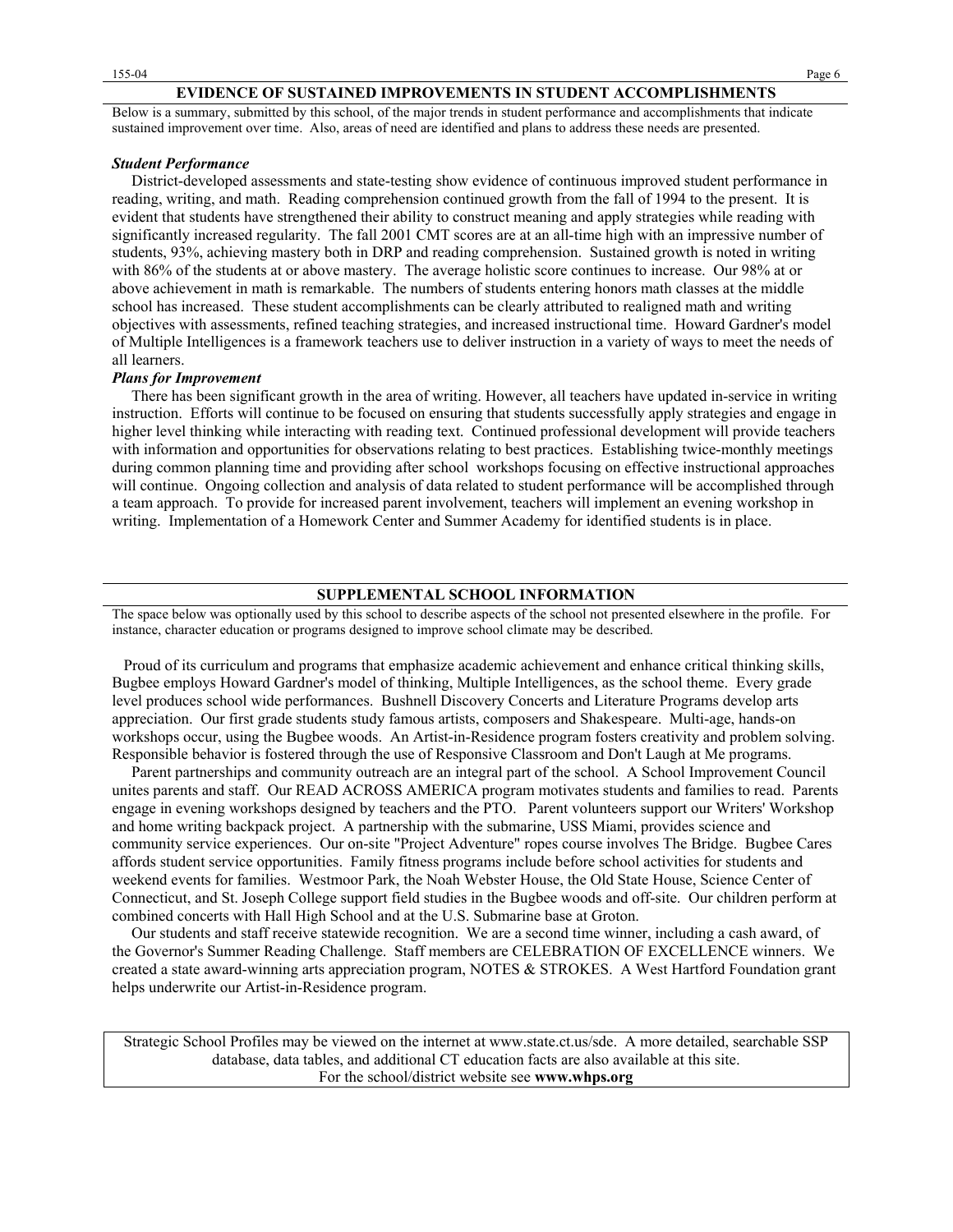## EVIDENCE OF SUSTAINED IMPROVEMENTS IN STUDENT ACCOMPLISHMENTS

Below is a summary, submitted by this school, of the major trends in student performance and accomplishments that indicate sustained improvement over time. Also, areas of need are identified and plans to address these needs are presented.

### *Student Performance*

District-developed assessments and state-testing show evidence of continuous improved student performance in reading, writing, and math. Reading comprehension continued growth from the fall of 1994 to the present. It is evident that students have strengthened their ability to construct meaning and apply strategies while reading with significantly increased regularity. The fall 2001 CMT scores are at an all-time high with an impressive number of students, 93%, achieving mastery both in DRP and reading comprehension. Sustained growth is noted in writing with 86% of the students at or above mastery. The average holistic score continues to increase. Our 98% at or above achievement in math is remarkable. The numbers of students entering honors math classes at the middle school has increased. These student accomplishments can be clearly attributed to realigned math and writing objectives with assessments, refined teaching strategies, and increased instructional time. Howard Gardner's model of Multiple Intelligences is a framework teachers use to deliver instruction in a variety of ways to meet the needs of all learners.

### *Plans for Improvement*

There has been significant growth in the area of writing. However, all teachers have updated in-service in writing instruction. Efforts will continue to be focused on ensuring that students successfully apply strategies and engage in higher level thinking while interacting with reading text. Continued professional development will provide teachers with information and opportunities for observations relating to best practices. Establishing twice-monthly meetings during common planning time and providing after school workshops focusing on effective instructional approaches will continue. Ongoing collection and analysis of data related to student performance will be accomplished through a team approach. To provide for increased parent involvement, teachers will implement an evening workshop in writing. Implementation of a Homework Center and Summer Academy for identified students is in place.

## SUPPLEMENTAL SCHOOL INFORMATION

The space below was optionally used by this school to describe aspects of the school not presented elsewhere in the profile. For instance, character education or programs designed to improve school climate may be described.

Proud of its curriculum and programs that emphasize academic achievement and enhance critical thinking skills, Bugbee employs Howard Gardner's model of thinking, Multiple Intelligences, as the school theme. Every grade level produces school wide performances. Bushnell Discovery Concerts and Literature Programs develop arts appreciation. Our first grade students study famous artists, composers and Shakespeare. Multi-age, hands-on workshops occur, using the Bugbee woods. An Artist-in-Residence program fosters creativity and problem solving. Responsible behavior is fostered through the use of Responsive Classroom and Don't Laugh at Me programs.

Parent partnerships and community outreach are an integral part of the school. A School Improvement Council unites parents and staff. Our READ ACROSS AMERICA program motivates students and families to read. Parents engage in evening workshops designed by teachers and the PTO. Parent volunteers support our Writers' Workshop and home writing backpack project. A partnership with the submarine, USS Miami, provides science and community service experiences. Our on-site "Project Adventure" ropes course involves The Bridge. Bugbee Cares affords student service opportunities. Family fitness programs include before school activities for students and weekend events for families. Westmoor Park, the Noah Webster House, the Old State House, Science Center of Connecticut, and St. Joseph College support field studies in the Bugbee woods and off-site. Our children perform at combined concerts with Hall High School and at the U.S. Submarine base at Groton.

Our students and staff receive statewide recognition. We are a second time winner, including a cash award, of the Governor's Summer Reading Challenge. Staff members are CELEBRATION OF EXCELLENCE winners. We created a state award-winning arts appreciation program, NOTES & STROKES. A West Hartford Foundation grant helps underwrite our Artist-in-Residence program.

Strategic School Profiles may be viewed on the internet at www.state.ct.us/sde. A more detailed, searchable SSP database, data tables, and additional CT education facts are also available at this site.
For the school/district website see **www.whps.org**